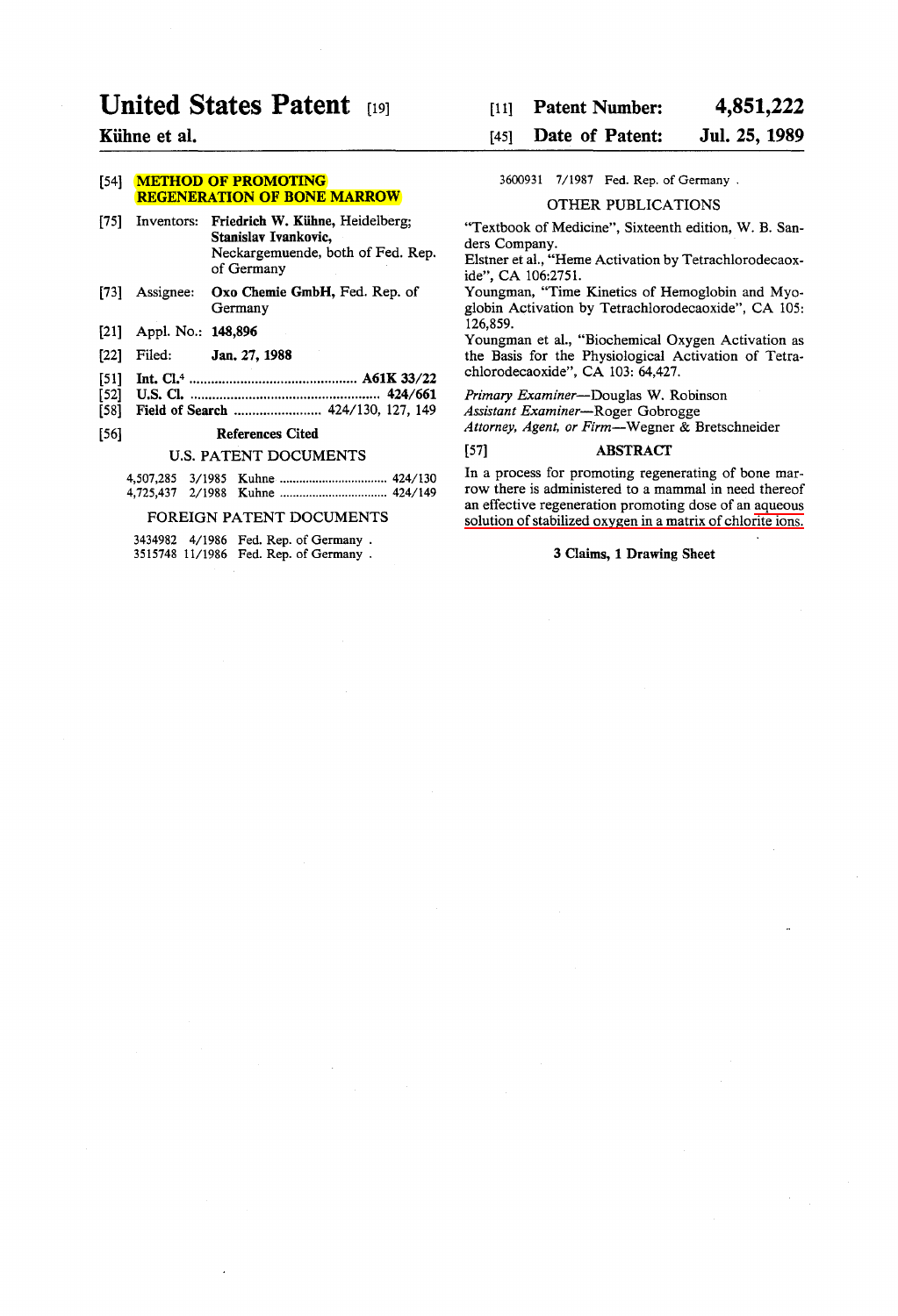# United States Patent [19]

**Kühne et al.**

[11] **Patent Number: 4,851,222**

[45] **Date of Patent: Jul. 25, 1989**

[54] **METHOD OF PROMOTING REGENERATION OF BONE MARROW**

[75] Inventors: **Friedrich W. Kühne**, Heidelberg; **Stanislav Ivankovic**, Neckargemuende, both of Fed. Rep. of Germany

[73] Assignee: **Oxo Chemie GmbH**, Fed. Rep. of Germany

[21] Appl. No.: **148,896**

[22] Filed: **Jan. 27, 1988**

[51] **Int. Cl.**[4] .............................................. **A61K 33/22**

[52] **U.S. Cl.** .................................................... **424/661**

[58] **Field of Search** ......................... 424/130, 127, 149

[56] **References Cited**

U.S. PATENT DOCUMENTS

| | | | |
|---|---|---|---|
| 4,507,285 | 3/1985 | Kuhne | 424/130 |
| 4,725,437 | 2/1988 | Kuhne | 424/149 |

FOREIGN PATENT DOCUMENTS

| | | |
|---|---|---|
| 3434982 | 4/1986 | Fed. Rep. of Germany . |
| 3515748 | 11/1986 | Fed. Rep. of Germany . |
| 3600931 | 7/1987 | Fed. Rep. of Germany . |

OTHER PUBLICATIONS

"Textbook of Medicine", Sixteenth edition, W. B. Sanders Company.

Elstner et al., "Heme Activation by Tetrachlorodecaoxide", CA 106:2751.

Youngman, "Time Kinetics of Hemoglobin and Myoglobin Activation by Tetrachlorodecaoxide", CA 105: 126,859.

Youngman et al., "Biochemical Oxygen Activation as the Basis for the Physiological Activation of Tetrachlorodecaoxide", CA 103: 64,427.

*Primary Examiner*—Douglas W. Robinson
*Assistant Examiner*—Roger Gobrogge
*Attorney, Agent, or Firm*—Wegner & Bretschneider

[57] **ABSTRACT**

In a process for promoting regenerating of bone marrow there is administered to a mammal in need thereof an effective regeneration promoting dose of an aqueous solution of stabilized oxygen in a matrix of chlorite ions.

**3 Claims, 1 Drawing Sheet**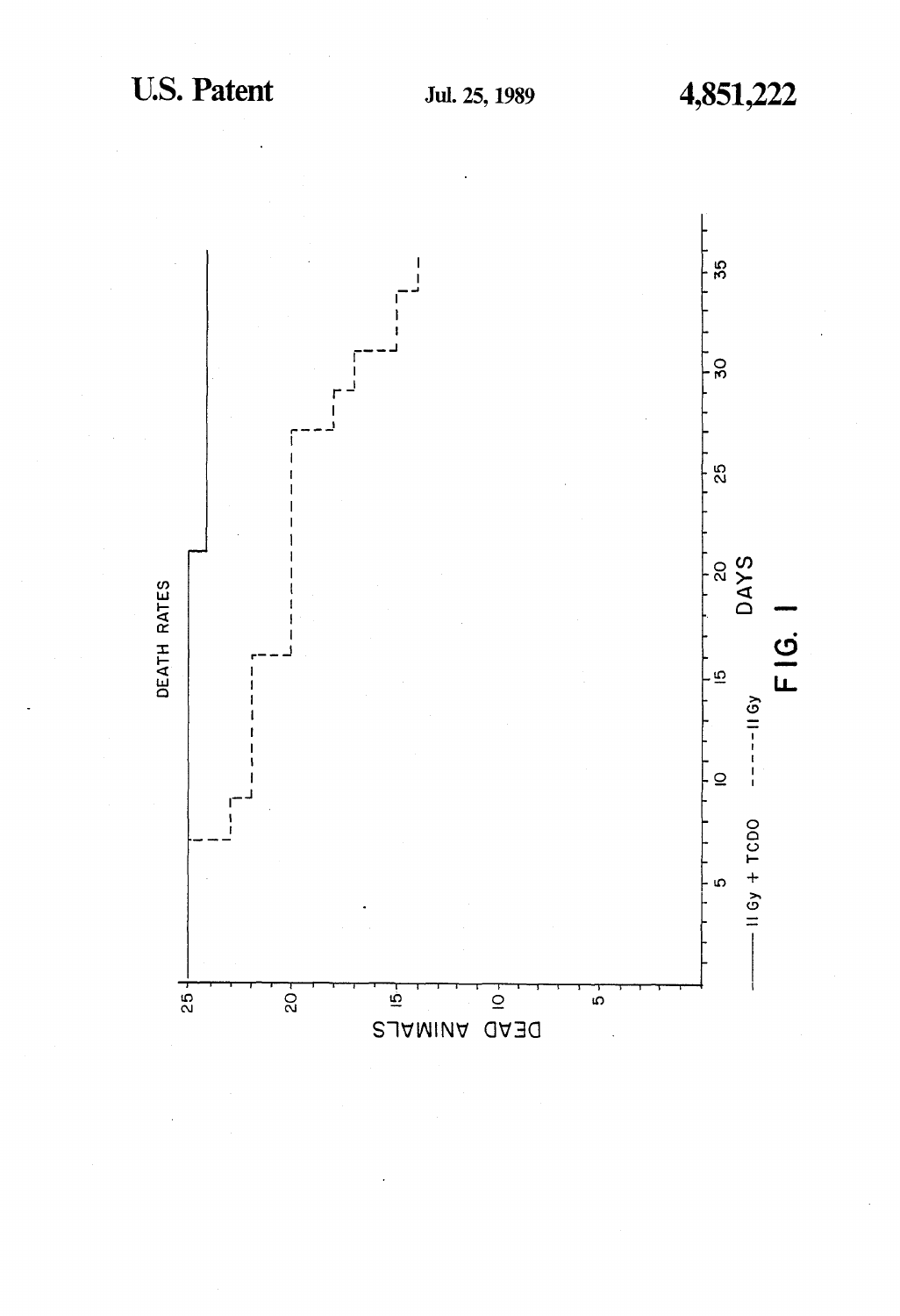FIG. 1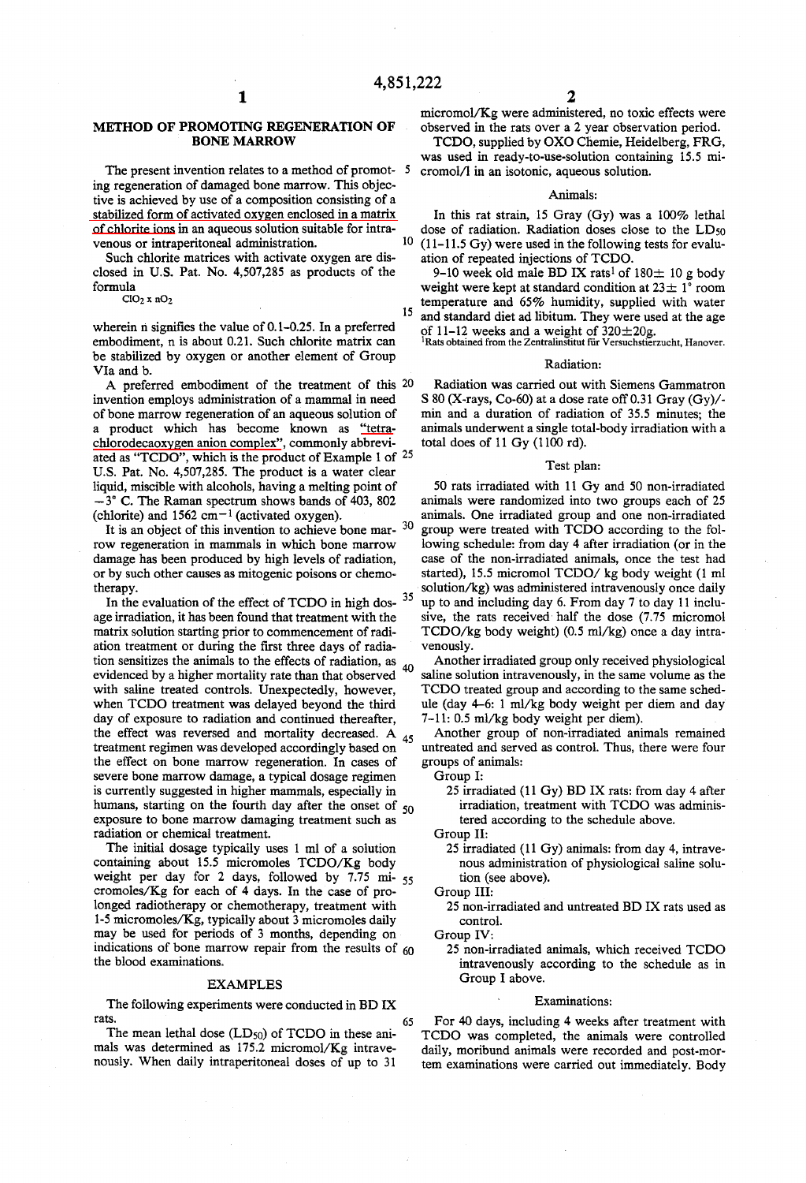# METHOD OF PROMOTING REGENERATION OF BONE MARROW

The present invention relates to a method of promoting regeneration of damaged bone marrow. This objective is achieved by use of a composition consisting of a stabilized form of activated oxygen enclosed in a matrix of chlorite ions in an aqueous solution suitable for intravenous or intraperitoneal administration.

Such chlorite matrices with activate oxygen are disclosed in U.S. Pat. No. 4,507,285 as products of the formula

$$ClO_2 \times nO_2$$

wherein n signifies the value of 0.1–0.25. In a preferred embodiment, n is about 0.21. Such chlorite matrix can be stabilized by oxygen or another element of Group VIa and b.

A preferred embodiment of the treatment of this invention employs administration of a mammal in need of bone marrow regeneration of an aqueous solution of a product which has become known as "tetrachlorodecaoxygen anion complex", commonly abbreviated as "TCDO", which is the product of Example 1 of U.S. Pat. No. 4,507,285. The product is a water clear liquid, miscible with alcohols, having a melting point of −3° C. The Raman spectrum shows bands of 403, 802 (chlorite) and 1562 $cm^{-1}$ (activated oxygen).

It is an object of this invention to achieve bone marrow regeneration in mammals in which bone marrow damage has been produced by high levels of radiation, or by such other causes as mitogenic poisons or chemotherapy.

In the evaluation of the effect of TCDO in high dosage irradiation, it has been found that treatment with the matrix solution starting prior to commencement of radiation treatment or during the first three days of radiation sensitizes the animals to the effects of radiation, as evidenced by a higher mortality rate than that observed with saline treated controls. Unexpectedly, however, when TCDO treatment was delayed beyond the third day of exposure to radiation and continued thereafter, the effect was reversed and mortality decreased. A treatment regimen was developed accordingly based on the effect on bone marrow regeneration. In cases of severe bone marrow damage, a typical dosage regimen is currently suggested in higher mammals, especially in humans, starting on the fourth day after the onset of exposure to bone marrow damaging treatment such as radiation or chemical treatment.

The initial dosage typically uses 1 ml of a solution containing about 15.5 micromoles TCDO/Kg body weight per day for 2 days, followed by 7.75 micromoles/Kg for each of 4 days. In the case of prolonged radiotherapy or chemotherapy, treatment with 1-5 micromoles/Kg, typically about 3 micromoles daily may be used for periods of 3 months, depending on indications of bone marrow repair from the results of the blood examinations.

## EXAMPLES

The following experiments were conducted in BD IX rats.

The mean lethal dose ($LD_{50}$) of TCDO in these animals was determined as 175.2 micromol/Kg intravenously. When daily intraperitoneal doses of up to 31 micromol/Kg were administered, no toxic effects were observed in the rats over a 2 year observation period.

TCDO, supplied by OXO Chemie, Heidelberg, FRG, was used in ready-to-use-solution containing 15.5 micromol/l in an isotonic, aqueous solution.

### Animals:

In this rat strain, 15 Gray (Gy) was a 100% lethal dose of radiation. Radiation doses close to the $LD_{50}$ (11–11.5 Gy) were used in the following tests for evaluation of repeated injections of TCDO.

9–10 week old male BD IX rats[1] of 180± 10 g body weight were kept at standard condition at 23± 1° room temperature and 65% humidity, supplied with water and standard diet ad libitum. They were used at the age of 11–12 weeks and a weight of 320±20g.

[1] Rats obtained from the Zentralinstitut für Versuchstierzucht, Hanover.

### Radiation:

Radiation was carried out with Siemens Gammatron S 80 (X-rays, Co-60) at a dose rate off 0.31 Gray (Gy)/-min and a duration of radiation of 35.5 minutes; the animals underwent a single total-body irradiation with a total does of 11 Gy (1100 rd).

### Test plan:

50 rats irradiated with 11 Gy and 50 non-irradiated animals were randomized into two groups each of 25 animals. One irradiated group and one non-irradiated group were treated with TCDO according to the following schedule: from day 4 after irradiation (or in the case of the non-irradiated animals, once the test had started), 15.5 micromol TCDO/ kg body weight (1 ml solution/kg) was administered intravenously once daily up to and including day 6. From day 7 to day 11 inclusive, the rats received half the dose (7.75 micromol TCDO/kg body weight) (0.5 ml/kg) once a day intravenously.

Another irradiated group only received physiological saline solution intravenously, in the same volume as the TCDO treated group and according to the same schedule (day 4–6: 1 ml/kg body weight per diem and day 7–11: 0.5 ml/kg body weight per diem).

Another group of non-irradiated animals remained untreated and served as control. Thus, there were four groups of animals:

Group I:
: 25 irradiated (11 Gy) BD IX rats: from day 4 after irradiation, treatment with TCDO was administered according to the schedule above.

Group II:
: 25 irradiated (11 Gy) animals: from day 4, intravenous administration of physiological saline solution (see above).

Group III:
: 25 non-irradiated and untreated BD IX rats used as control.

Group IV:
: 25 non-irradiated animals, which received TCDO intravenously according to the schedule as in Group I above.

### Examinations:

For 40 days, including 4 weeks after treatment with TCDO was completed, the animals were controlled daily, moribund animals were recorded and post-mortem examinations were carried out immediately. Body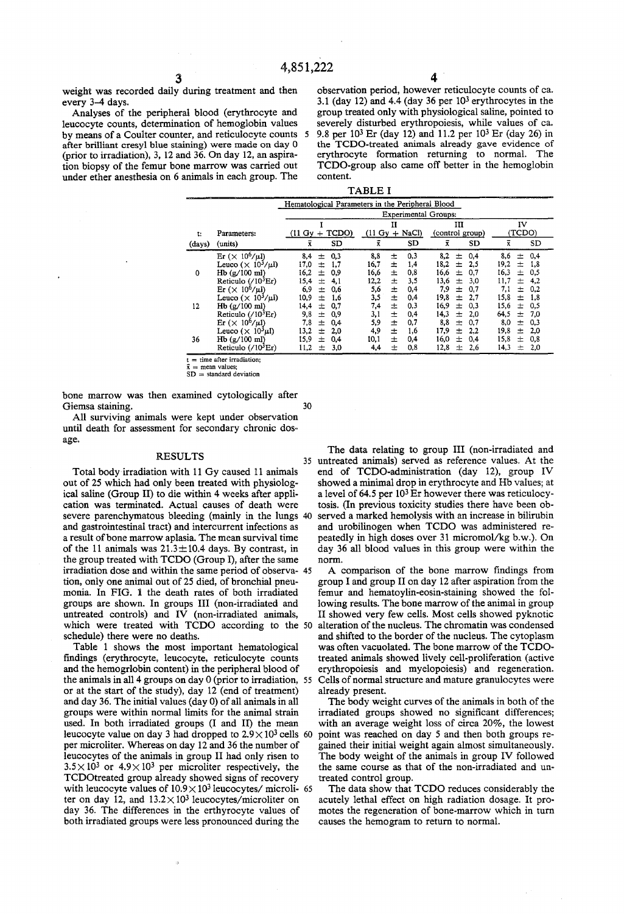weight was recorded daily during treatment and then every 3-4 days.

Analyses of the peripheral blood (erythrocyte and leucocyte counts, determination of hemoglobin values by means of a Coulter counter, and reticulocyte counts after brilliant cresyl blue staining) were made on day 0 (prior to irradiation), 3, 12 and 36. On day 12, an aspiration biopsy of the femur bone marrow was carried out under ether anesthesia on 6 animals in each group. The bone marrow was then examined cytologically after Giemsa staining.

All surviving animals were kept under observation until death for assessment for secondary chronic dosage.

## RESULTS

Total body irradiation with 11 Gy caused 11 animals out of 25 which had only been treated with physiological saline (Group II) to die within 4 weeks after application was terminated. Actual causes of death were severe parenchymatous bleeding (mainly in the lungs and gastrointestinal tract) and intercurrent infections as a result of bone marrow aplasia. The mean survival time of the 11 animals was 21.3±10.4 days. By contrast, in the group treated with TCDO (Group I), after the same irradiation dose and within the same period of observation, only one animal out of 25 died, of bronchial pneumonia. In FIG. 1 the death rates of both irradiated groups are shown. In groups III (non-irradiated and untreated controls) and IV (non-irradiated animals, which were treated with TCDO according to the schedule) there were no deaths.

Table 1 shows the most important hematological findings (erythrocyte, leucocyte, reticulocyte counts and the hemogrlobin content) in the peripheral blood of the animals in all 4 groups on day 0 (prior to irradiation, or at the start of the study), day 12 (end of treatment) and day 36. The initial values (day 0) of all animals in all groups were within normal limits for the animal strain used. In both irradiated groups (I and II) the mean leucocyte value on day 3 had dropped to $2.9\times10^3$ cells per microliter. Whereas on day 12 and 36 the number of leucocytes of the animals in group II had only risen to $3.5\times10^3$ or $4.9\times10^3$ per microliter respectively, the TCDOtreated group already showed signs of recovery with leucocyte values of $10.9\times10^3$ leucocytes/ microliter on day 12, and $13.2\times10^3$ leucocytes/microliter on day 36. The differences in the erthyrocyte values of both irradiated groups were less pronounced during the observation period, however reticulocyte counts of ca. 3.1 (day 12) and 4.4 (day 36 per $10^3$ erythrocytes in the group treated only with physiological saline, pointed to severely disturbed erythropoiesis, while values of ca. 9.8 per $10^3$ Er (day 12) and 11.2 per $10^3$ Er (day 26) in the TCDO-treated animals already gave evidence of erythrocyte formation returning to normal. The TCDO-group also came off better in the hemoglobin content.

**TABLE I**

Hematological Parameters in the Peripheral Blood

| t: (days) | Parameters: (units) | I (11 Gy + TCDO) x̄ | ± SD | II (11 Gy + NaCl) x̄ | ± SD | III (control group) x̄ | ± SD | IV (TCDO) x̄ | ± SD |
|---|---|---|---|---|---|---|---|---|---|
| 0 | Er ($\times 10^6/\mu l$) | 8,4 | 0,3 | 8,8 | 0,3 | 8,2 | 0,4 | 8,6 | 0,4 |
| | Leuco ($\times 10^3/\mu l$) | 17,0 | 1,7 | 16,7 | 1,4 | 18,2 | 2,5 | 19,2 | 1,8 |
| | Hb (g/100 ml) | 16,2 | 0,9 | 16,6 | 0,8 | 16,6 | 0,7 | 16,3 | 0,5 |
| | Reticulo ($/10^3$Er) | 15,4 | 4,1 | 12,2 | 3,5 | 13,6 | 3,0 | 11,7 | 4,2 |
| 12 | Er ($\times 10^6/\mu l$) | 6,9 | 0,6 | 5,6 | 0,4 | 7,9 | 0,7 | 7,1 | 0,2 |
| | Leuco ($\times 10^3/\mu l$) | 10,9 | 1,6 | 3,5 | 0,4 | 19,8 | 2,7 | 15,8 | 1,8 |
| | Hb (g/100 ml) | 14,4 | 0,7 | 7,4 | 0,3 | 16,9 | 0,3 | 15,6 | 0,5 |
| | Reticulo ($/10^3$Er) | 9,8 | 0,9 | 3,1 | 0,4 | 14,3 | 2,0 | 64,5 | 7,0 |
| 36 | Er ($\times 10^6/\mu l$) | 7,8 | 0,4 | 5,9 | 0,7 | 8,8 | 0,7 | 8,0 | 0,3 |
| | Leuco ($\times 10^3/\mu l$) | 13,2 | 2,0 | 4,9 | 1,6 | 17,9 | 2,2 | 19,8 | 2,0 |
| | Hb (g/100 ml) | 15,9 | 0,4 | 10,1 | 0,4 | 16,0 | 0,4 | 15,8 | 0,8 |
| | Reticulo ($/10^3$Er) | 11,2 | 3,0 | 4,4 | 0,8 | 12,8 | 2,6 | 14,3 | 2,0 |

t = time after irradiation;
x̄ = mean values;
SD = standard deviation

The data relating to group III (non-irradiated and untreated animals) served as reference values. At the end of TCDO-administration (day 12), group IV showed a minimal drop in erythrocyte and Hb values; at a level of 64.5 per $10^3$ Er however there was reticulocytosis. (In previous toxicity studies there have been observed a marked hemolysis with an increase in bilirubin and urobilinogen when TCDO was administered repeatedly in high doses over 31 micromol/kg b.w.). On day 36 all blood values in this group were within the norm.

A comparison of the bone marrow findings from group I and group II on day 12 after aspiration from the femur and hematoylin-eosin-staining showed the following results. The bone marrow of the animal in group II showed very few cells. Most cells showed pyknotic alteration of the nucleus. The chromatin was condensed and shifted to the border of the nucleus. The cytoplasm was often vacuolated. The bone marrow of the TCDO-treated animals showed lively cell-proliferation (active erythropoiesis and myelopoiesis) and regeneration. Cells of normal structure and mature granulocytes were already present.

The body weight curves of the animals in both of the irradiated groups showed no significant differences; with an average weight loss of circa 20%, the lowest point was reached on day 5 and then both groups regained their initial weight again almost simultaneously. The body weight of the animals in group IV followed the same course as that of the non-irradiated and untreated control group.

The data show that TCDO reduces considerably the acutely lethal effect on high radiation dosage. It promotes the regeneration of bone-marrow which in turn causes the hemogram to return to normal.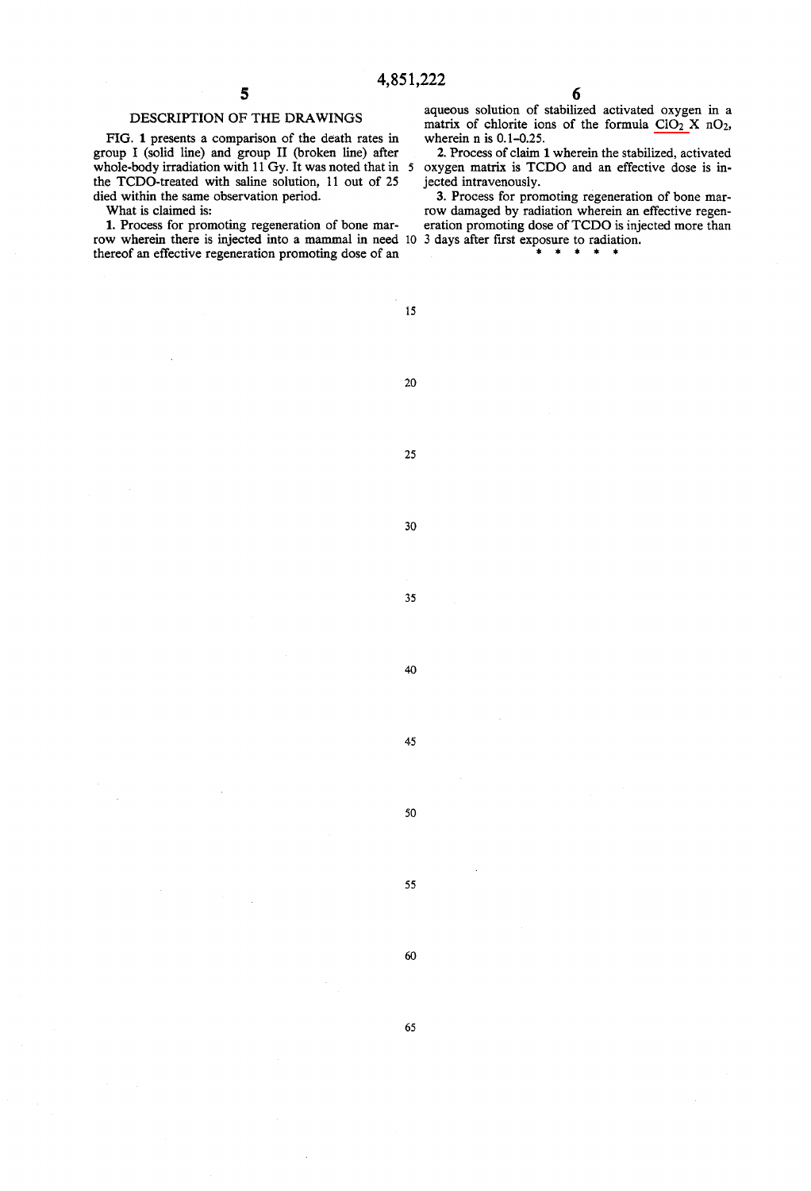## DESCRIPTION OF THE DRAWINGS

FIG. 1 presents a comparison of the death rates in group I (solid line) and group II (broken line) after whole-body irradiation with 11 Gy. It was noted that in the TCDO-treated with saline solution, 11 out of 25 died within the same observation period.

What is claimed is:

1. Process for promoting regeneration of bone marrow wherein there is injected into a mammal in need thereof an effective regeneration promoting dose of an aqueous solution of stabilized activated oxygen in a matrix of chlorite ions of the formula $ClO_2$ X $nO_2$, wherein n is 0.1–0.25.

2. Process of claim 1 wherein the stabilized, activated oxygen matrix is TCDO and an effective dose is injected intravenously.

3. Process for promoting regeneration of bone marrow damaged by radiation wherein an effective regeneration promoting dose of TCDO is injected more than 3 days after first exposure to radiation.

* * * * *